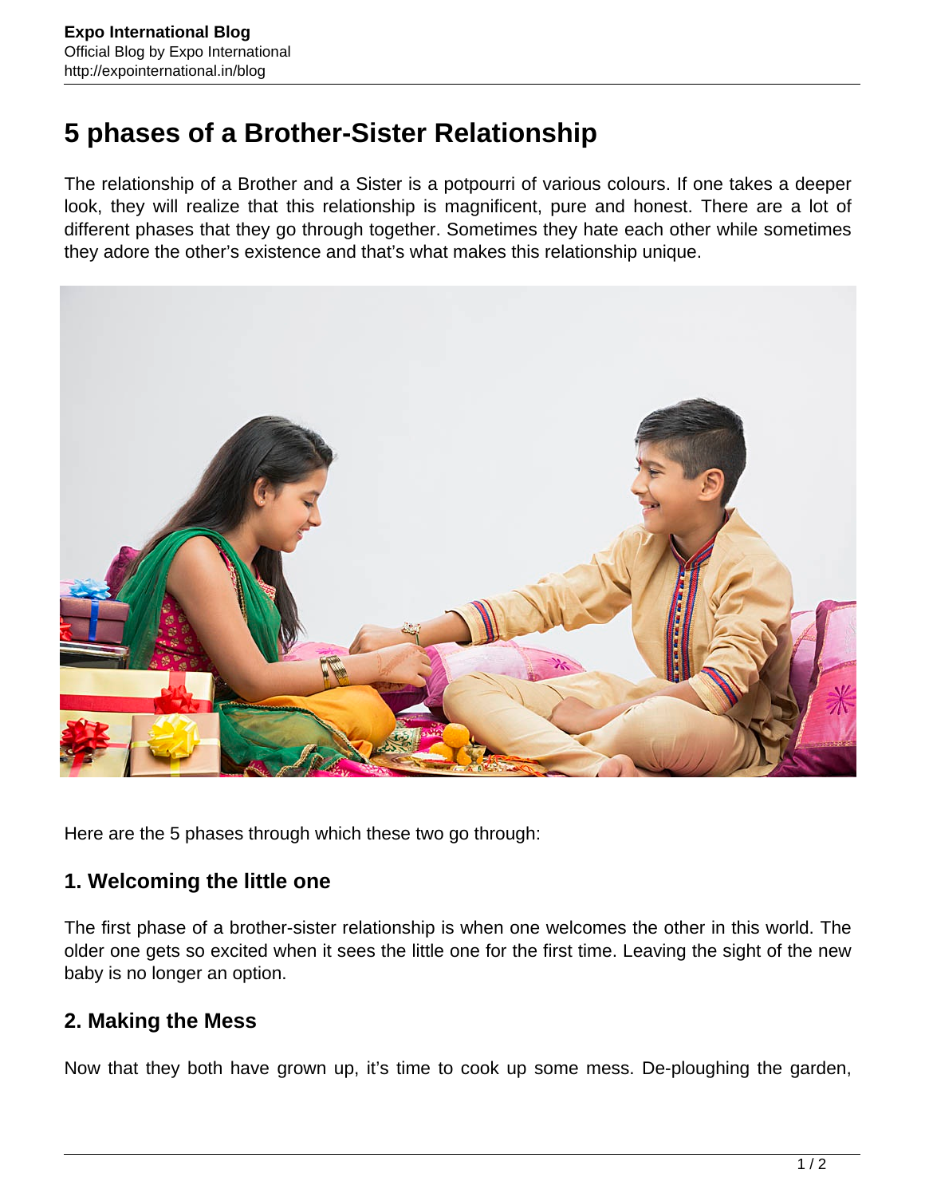# 5 phases of a Brother-Sister Relationship

The relationship of a Brother and a Sister is a potpourri of various colours. If one takes a deeper look, they will realize that this relationship is magnificent, pure and honest. There are a lot of different phases that they go through together. Sometimes they hate each other while sometimes they adore the other's existence and that's what makes this relationship unique.

Here are the 5 phases through which these two go through:

## 1. Welcoming the little one

The first phase of a brother-sister relationship is when one welcomes the other in this world. The older one gets so excited when it sees the little one for the first time. Leaving the sight of the new baby is no longer an option.

## 2. Making the Mess

Now that they both have grown up, it's time to cook up some mess. De-ploughing the garden,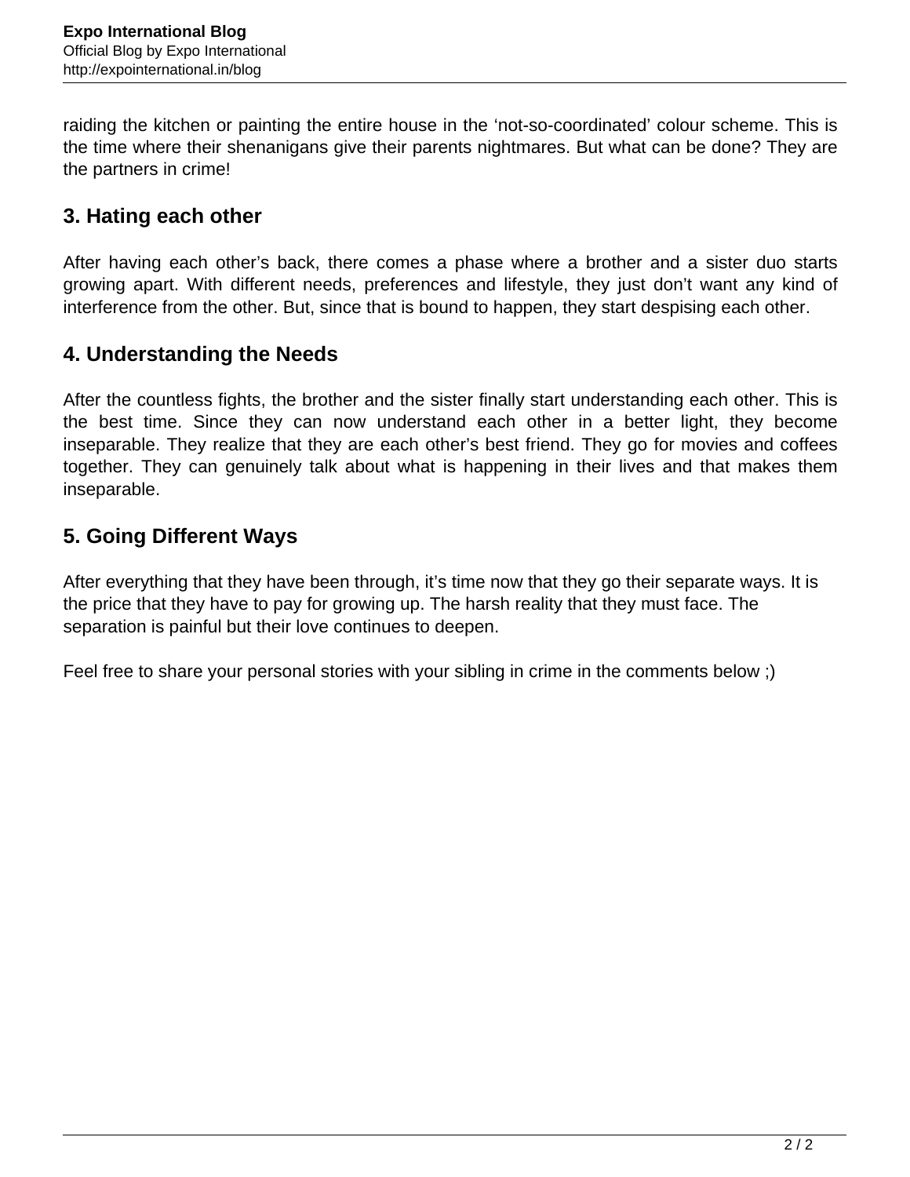raiding the kitchen or painting the entire house in the ‘not-so-coordinated’ colour scheme. This is the time where their shenanigans give their parents nightmares. But what can be done? They are the partners in crime!

### 3. Hating each other

After having each other’s back, there comes a phase where a brother and a sister duo starts growing apart. With different needs, preferences and lifestyle, they just don’t want any kind of interference from the other. But, since that is bound to happen, they start despising each other.

### 4. Understanding the Needs

After the countless fights, the brother and the sister finally start understanding each other. This is the best time. Since they can now understand each other in a better light, they become inseparable. They realize that they are each other’s best friend. They go for movies and coffees together. They can genuinely talk about what is happening in their lives and that makes them inseparable.

### 5. Going Different Ways

After everything that they have been through, it’s time now that they go their separate ways. It is the price that they have to pay for growing up. The harsh reality that they must face. The separation is painful but their love continues to deepen.

Feel free to share your personal stories with your sibling in crime in the comments below ;)